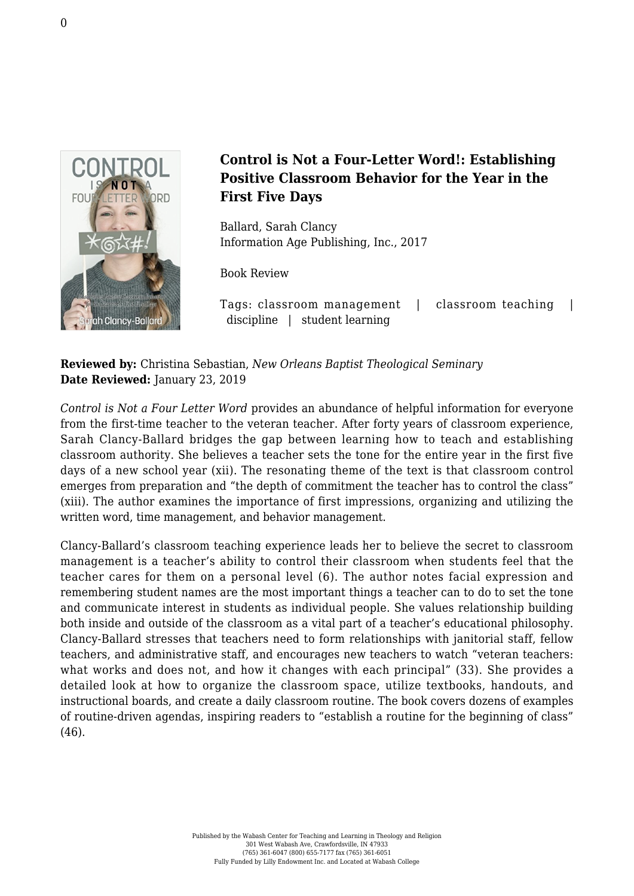## Control is Not a Four-Letter Word!: Establishing Positive Classroom Behavior for the Year in the First Five Days

Ballard, Sarah Clancy
Information Age Publishing, Inc., 2017

Book Review

Tags: classroom management | classroom teaching | discipline | student learning

**Reviewed by:** Christina Sebastian, *New Orleans Baptist Theological Seminary*
**Date Reviewed:** January 23, 2019

*Control is Not a Four Letter Word* provides an abundance of helpful information for everyone from the first-time teacher to the veteran teacher. After forty years of classroom experience, Sarah Clancy-Ballard bridges the gap between learning how to teach and establishing classroom authority. She believes a teacher sets the tone for the entire year in the first five days of a new school year (xii). The resonating theme of the text is that classroom control emerges from preparation and "the depth of commitment the teacher has to control the class" (xiii). The author examines the importance of first impressions, organizing and utilizing the written word, time management, and behavior management.

Clancy-Ballard's classroom teaching experience leads her to believe the secret to classroom management is a teacher's ability to control their classroom when students feel that the teacher cares for them on a personal level (6). The author notes facial expression and remembering student names are the most important things a teacher can to do to set the tone and communicate interest in students as individual people. She values relationship building both inside and outside of the classroom as a vital part of a teacher's educational philosophy. Clancy-Ballard stresses that teachers need to form relationships with janitorial staff, fellow teachers, and administrative staff, and encourages new teachers to watch "veteran teachers: what works and does not, and how it changes with each principal" (33). She provides a detailed look at how to organize the classroom space, utilize textbooks, handouts, and instructional boards, and create a daily classroom routine. The book covers dozens of examples of routine-driven agendas, inspiring readers to "establish a routine for the beginning of class" (46).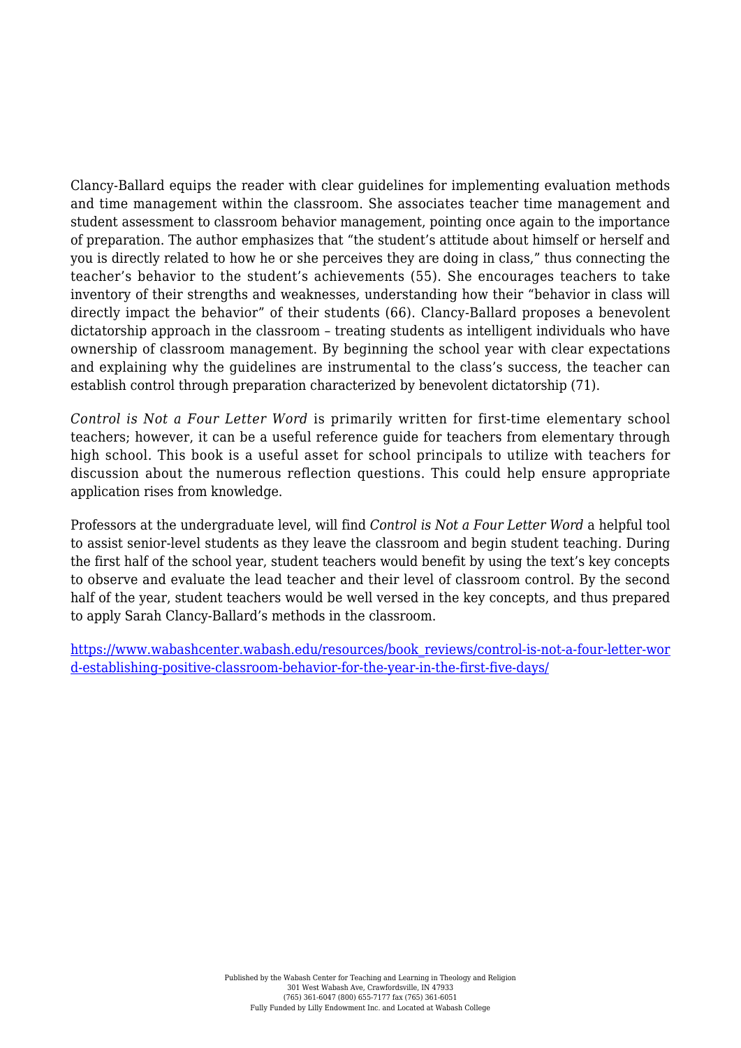Clancy-Ballard equips the reader with clear guidelines for implementing evaluation methods and time management within the classroom. She associates teacher time management and student assessment to classroom behavior management, pointing once again to the importance of preparation. The author emphasizes that "the student's attitude about himself or herself and you is directly related to how he or she perceives they are doing in class," thus connecting the teacher's behavior to the student's achievements (55). She encourages teachers to take inventory of their strengths and weaknesses, understanding how their "behavior in class will directly impact the behavior" of their students (66). Clancy-Ballard proposes a benevolent dictatorship approach in the classroom – treating students as intelligent individuals who have ownership of classroom management. By beginning the school year with clear expectations and explaining why the guidelines are instrumental to the class's success, the teacher can establish control through preparation characterized by benevolent dictatorship (71).

*Control is Not a Four Letter Word* is primarily written for first-time elementary school teachers; however, it can be a useful reference guide for teachers from elementary through high school. This book is a useful asset for school principals to utilize with teachers for discussion about the numerous reflection questions. This could help ensure appropriate application rises from knowledge.

Professors at the undergraduate level, will find *Control is Not a Four Letter Word* a helpful tool to assist senior-level students as they leave the classroom and begin student teaching. During the first half of the school year, student teachers would benefit by using the text's key concepts to observe and evaluate the lead teacher and their level of classroom control. By the second half of the year, student teachers would be well versed in the key concepts, and thus prepared to apply Sarah Clancy-Ballard's methods in the classroom.

[https://www.wabashcenter.wabash.edu/resources/book_reviews/control-is-not-a-four-letter-word-establishing-positive-classroom-behavior-for-the-year-in-the-first-five-days/](https://www.wabashcenter.wabash.edu/resources/book_reviews/control-is-not-a-four-letter-word-establishing-positive-classroom-behavior-for-the-year-in-the-first-five-days/)